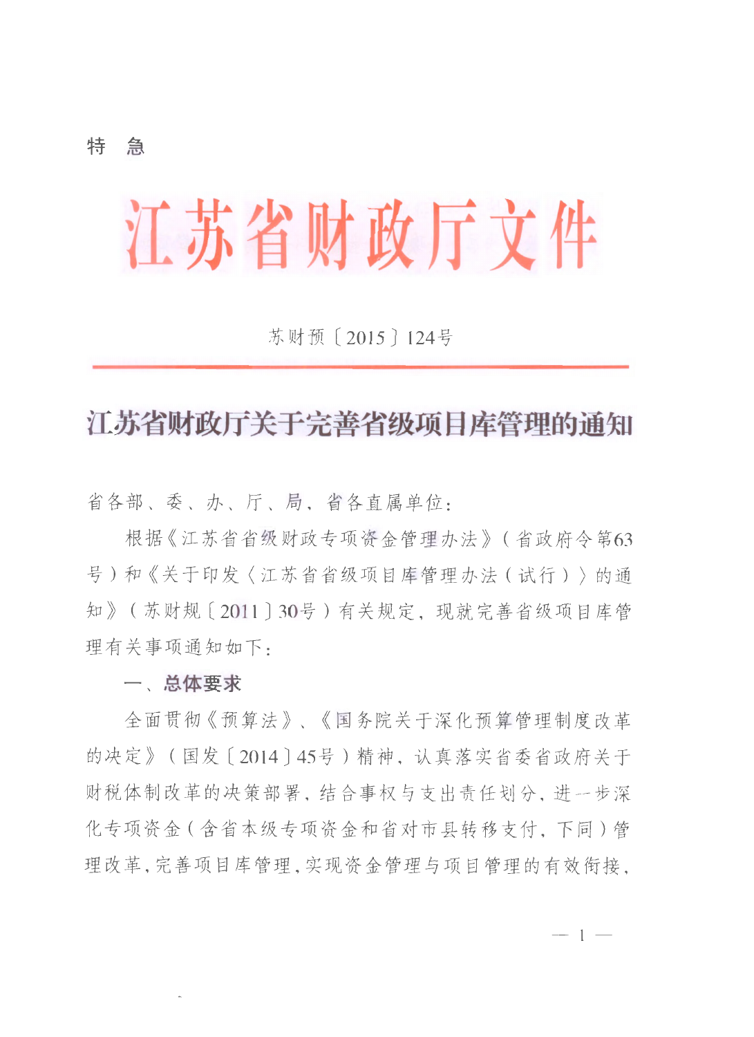特　急

# 江苏省财政厅文件

苏财预〔2015〕124号

## 江苏省财政厅关于完善省级项目库管理的通知

省各部、委、办、厅、局，省各直属单位：

根据《江苏省省级财政专项资金管理办法》（省政府令第63号）和《关于印发〈江苏省省级项目库管理办法（试行）〉的通知》（苏财规〔2011〕30号）有关规定，现就完善省级项目库管理有关事项通知如下：

**一、总体要求**

全面贯彻《预算法》、《国务院关于深化预算管理制度改革的决定》（国发〔2014〕45号）精神，认真落实省委省政府关于财税体制改革的决策部署，结合事权与支出责任划分，进一步深化专项资金（含省本级专项资金和省对市县转移支付，下同）管理改革，完善项目库管理，实现资金管理与项目管理的有效衔接，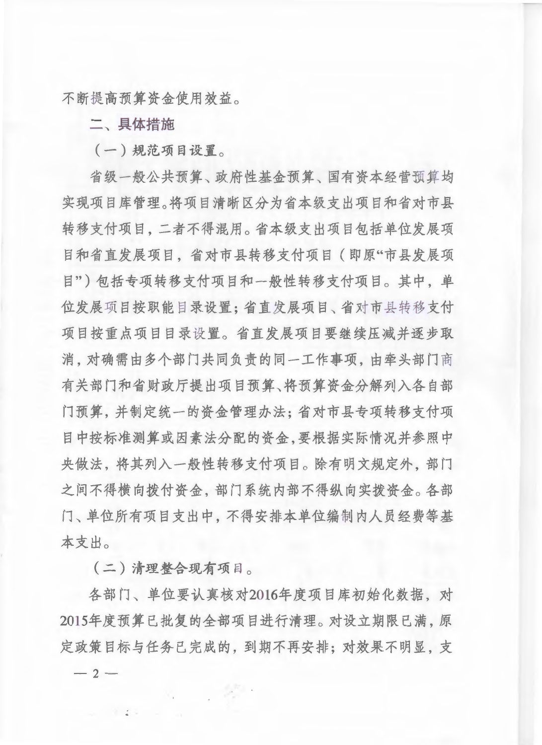不断提高预算资金使用效益。

## 二、具体措施

### （一）规范项目设置。

省级一般公共预算、政府性基金预算、国有资本经营预算均实现项目库管理。将项目清晰区分为省本级支出项目和省对市县转移支付项目，二者不得混用。省本级支出项目包括单位发展项目和省直发展项目，省对市县转移支付项目（即原"市县发展项目"）包括专项转移支付项目和一般性转移支付项目。其中，单位发展项目按职能目录设置；省直发展项目、省对市县转移支付项目按重点项目目录设置。省直发展项目要继续压减并逐步取消，对确需由多个部门共同负责的同一工作事项，由牵头部门商有关部门和省财政厅提出项目预算、将预算资金分解列入各自部门预算，并制定统一的资金管理办法；省对市县专项转移支付项目中按标准测算或因素法分配的资金，要根据实际情况并参照中央做法，将其列入一般性转移支付项目。除有明文规定外，部门之间不得横向拨付资金，部门系统内部不得纵向实拨资金。各部门、单位所有项目支出中，不得安排本单位编制内人员经费等基本支出。

### （二）清理整合现有项目。

各部门、单位要认真核对2016年度项目库初始化数据，对2015年度预算已批复的全部项目进行清理。对设立期限已满，原定政策目标与任务已完成的，到期不再安排；对效果不明显，支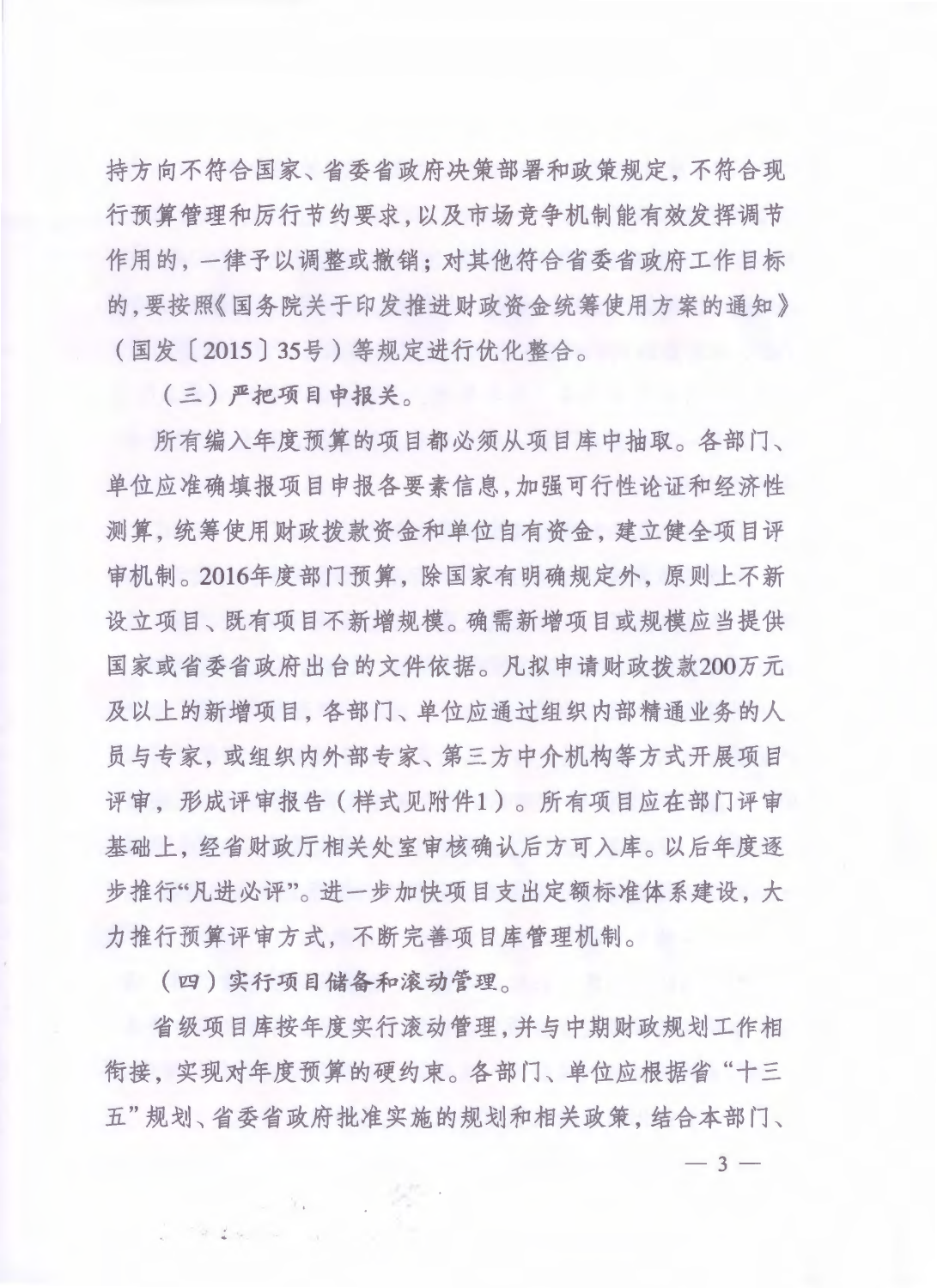持方向不符合国家、省委省政府决策部署和政策规定，不符合现行预算管理和厉行节约要求，以及市场竞争机制能有效发挥调节作用的，一律予以调整或撤销；对其他符合省委省政府工作目标的，要按照《国务院关于印发推进财政资金统筹使用方案的通知》（国发〔2015〕35号）等规定进行优化整合。

**（三）严把项目申报关。**

所有编入年度预算的项目都必须从项目库中抽取。各部门、单位应准确填报项目申报各要素信息，加强可行性论证和经济性测算，统筹使用财政拨款资金和单位自有资金，建立健全项目评审机制。2016年度部门预算，除国家有明确规定外，原则上不新设立项目、既有项目不新增规模。确需新增项目或规模应当提供国家或省委省政府出台的文件依据。凡拟申请财政拨款200万元及以上的新增项目，各部门、单位应通过组织内部精通业务的人员与专家，或组织内外部专家、第三方中介机构等方式开展项目评审，形成评审报告（样式见附件1）。所有项目应在部门评审基础上，经省财政厅相关处室审核确认后方可入库。以后年度逐步推行"凡进必评"。进一步加快项目支出定额标准体系建设，大力推行预算评审方式，不断完善项目库管理机制。

**（四）实行项目储备和滚动管理。**

省级项目库按年度实行滚动管理，并与中期财政规划工作相衔接，实现对年度预算的硬约束。各部门、单位应根据省"十三五"规划、省委省政府批准实施的规划和相关政策，结合本部门、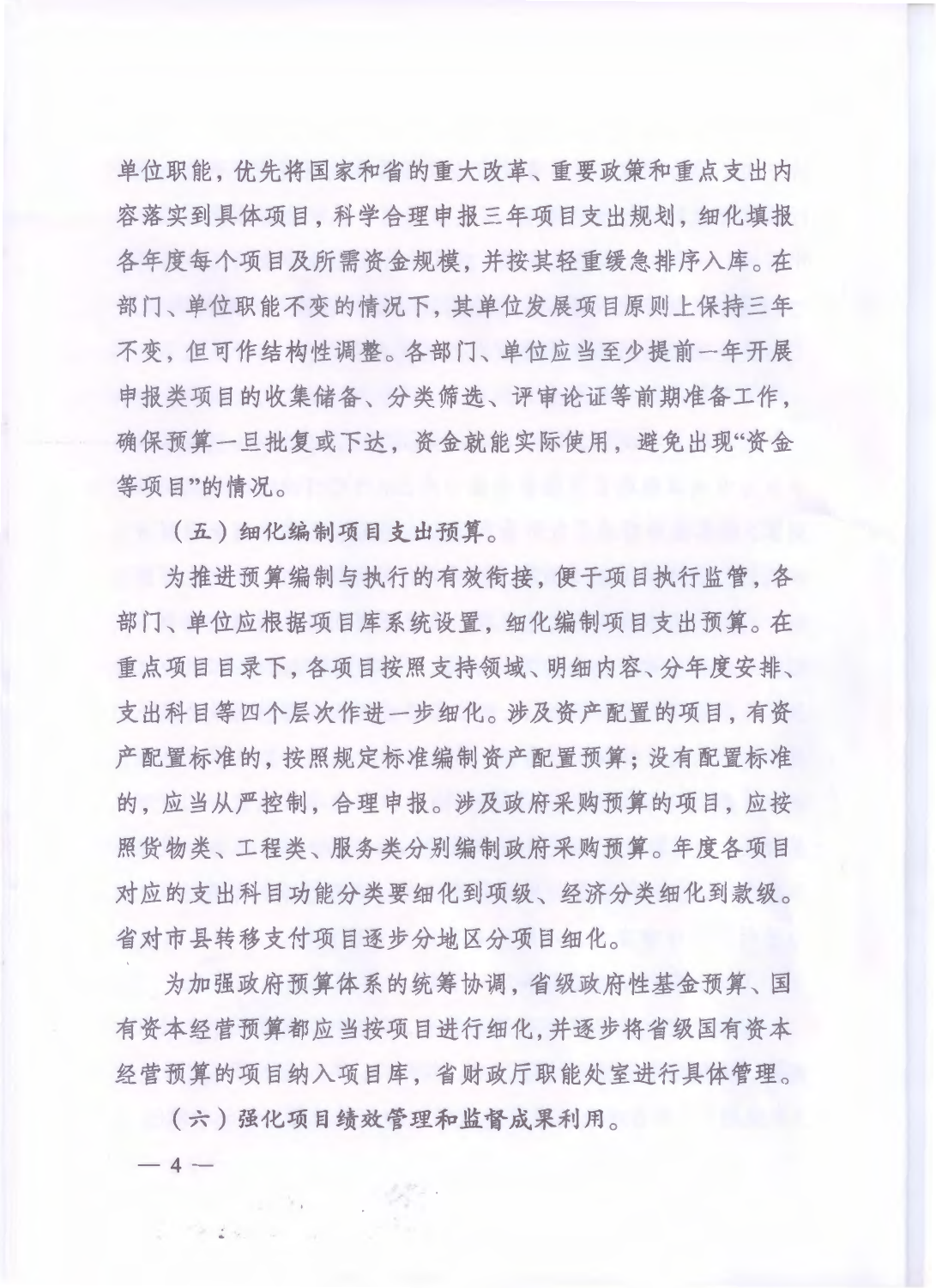单位职能，优先将国家和省的重大改革、重要政策和重点支出内容落实到具体项目，科学合理申报三年项目支出规划，细化填报各年度每个项目及所需资金规模，并按其轻重缓急排序入库。在部门、单位职能不变的情况下，其单位发展项目原则上保持三年不变，但可作结构性调整。各部门、单位应当至少提前一年开展申报类项目的收集储备、分类筛选、评审论证等前期准备工作，确保预算一旦批复或下达，资金就能实际使用，避免出现"资金等项目"的情况。

**（五）细化编制项目支出预算。**

为推进预算编制与执行的有效衔接，便于项目执行监管，各部门、单位应根据项目库系统设置，细化编制项目支出预算。在重点项目目录下，各项目按照支持领域、明细内容、分年度安排、支出科目等四个层次作进一步细化。涉及资产配置的项目，有资产配置标准的，按照规定标准编制资产配置预算；没有配置标准的，应当从严控制，合理申报。涉及政府采购预算的项目，应按照货物类、工程类、服务类分别编制政府采购预算。年度各项目对应的支出科目功能分类要细化到项级、经济分类细化到款级。省对市县转移支付项目逐步分地区分项目细化。

为加强政府预算体系的统筹协调，省级政府性基金预算、国有资本经营预算都应当按项目进行细化，并逐步将省级国有资本经营预算的项目纳入项目库，省财政厅职能处室进行具体管理。

**（六）强化项目绩效管理和监督成果利用。**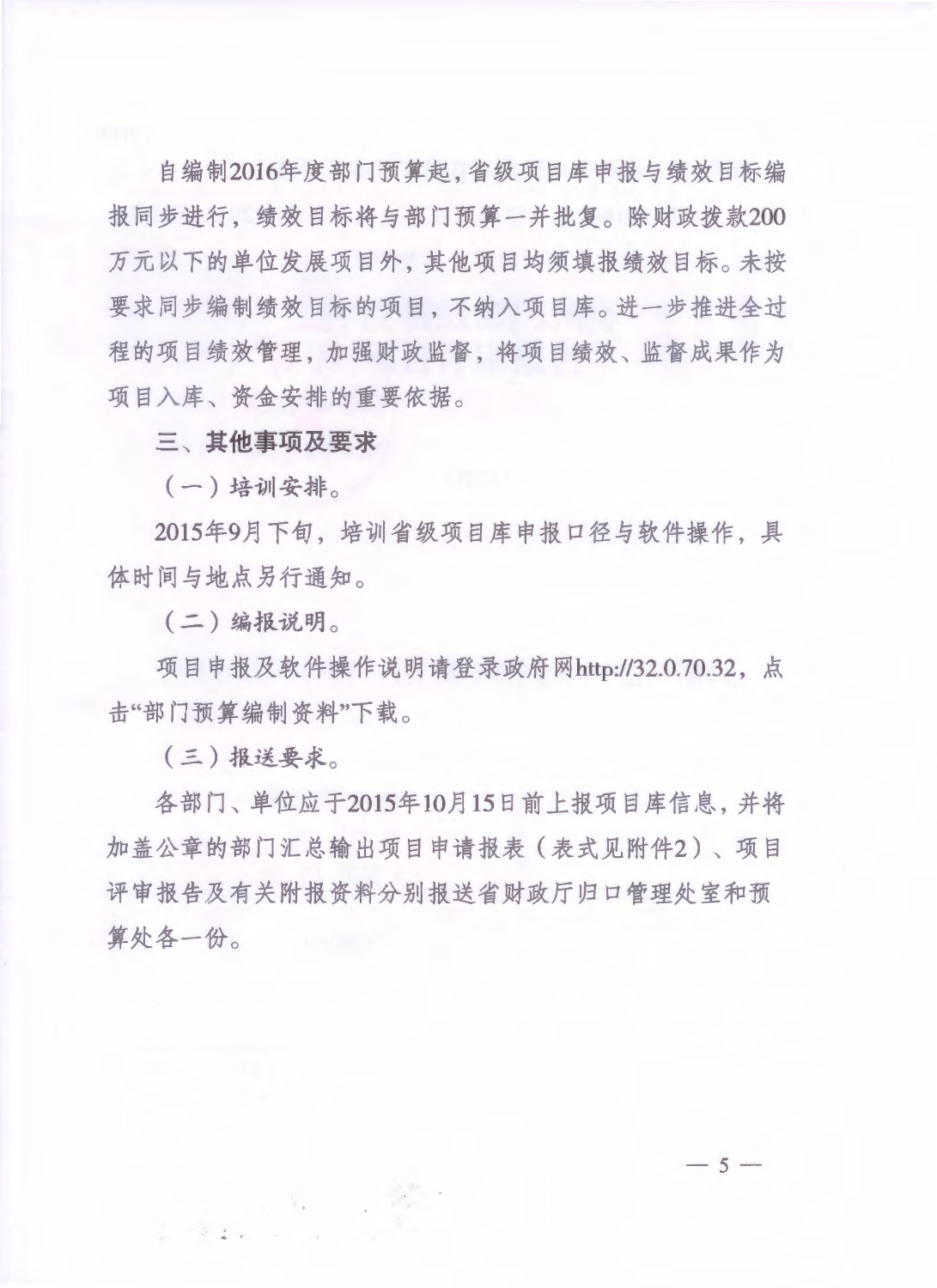自编制2016年度部门预算起，省级项目库申报与绩效目标编报同步进行，绩效目标将与部门预算一并批复。除财政拨款200万元以下的单位发展项目外，其他项目均须填报绩效目标。未按要求同步编制绩效目标的项目，不纳入项目库。进一步推进全过程的项目绩效管理，加强财政监督，将项目绩效、监督成果作为项目入库、资金安排的重要依据。

**三、其他事项及要求**

（一）培训安排。

2015年9月下旬，培训省级项目库申报口径与软件操作，具体时间与地点另行通知。

（二）编报说明。

项目申报及软件操作说明请登录政府网http://32.0.70.32，点击“部门预算编制资料”下载。

（三）报送要求。

各部门、单位应于2015年10月15日前上报项目库信息，并将加盖公章的部门汇总输出项目申请报表（表式见附件2）、项目评审报告及有关附报资料分别报送省财政厅归口管理处室和预算处各一份。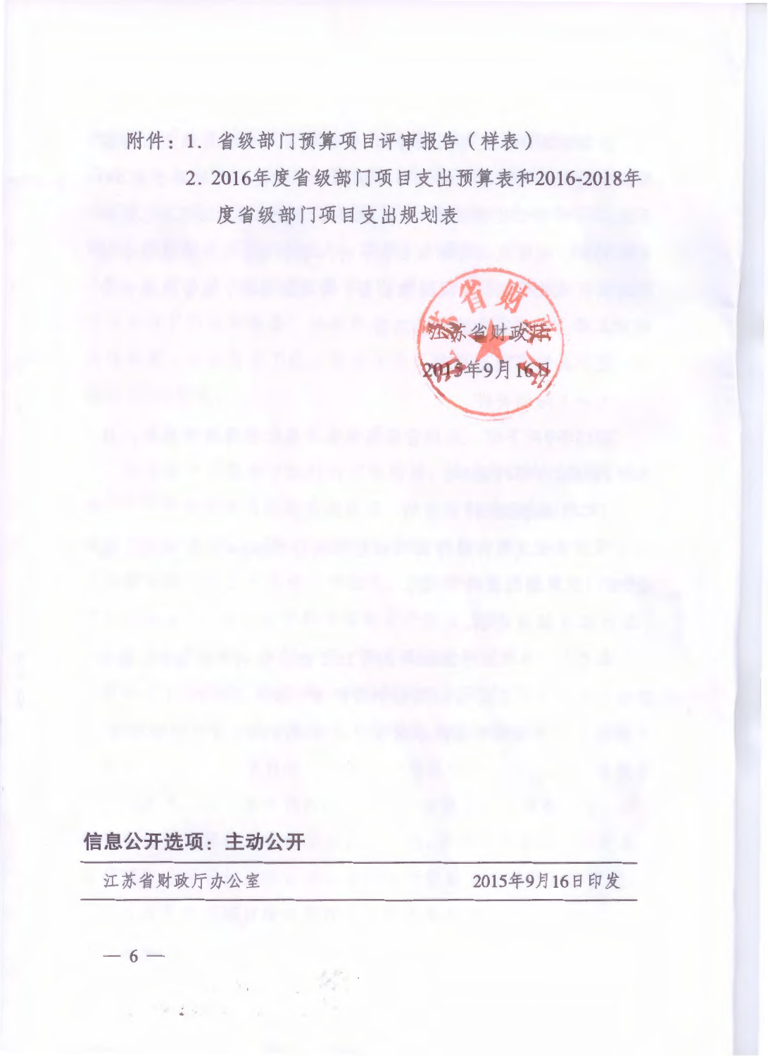附件：1. 省级部门预算项目评审报告（样表）

2. 2016年度省级部门项目支出预算表和2016-2018年度省级部门项目支出规划表

江苏省财政厅

2015年9月16日

**信息公开选项：主动公开**

江苏省财政厅办公室　　2015年9月16日印发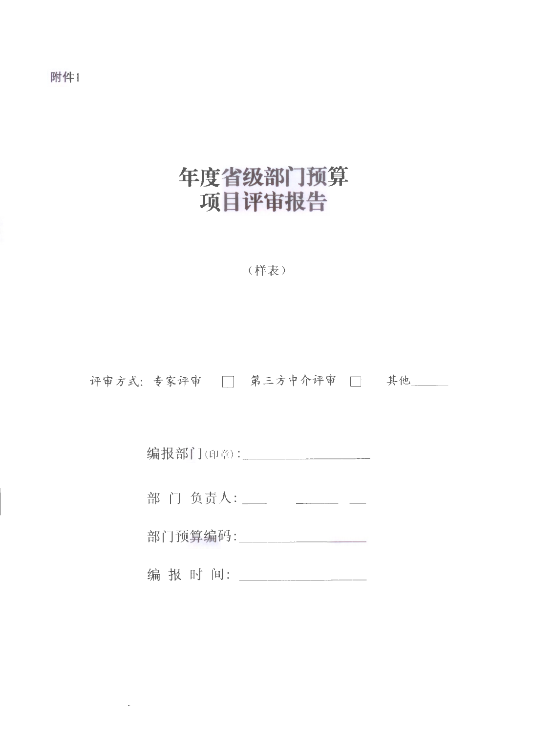附件1

# 年度省级部门预算
# 项目评审报告

（样表）

评审方式：专家评审 □ 第三方中介评审 □ 其他______

编报部门(印章)：____________________

部 门 负责人：____ ______ __

部门预算编码：____________________

编 报 时 间：____________________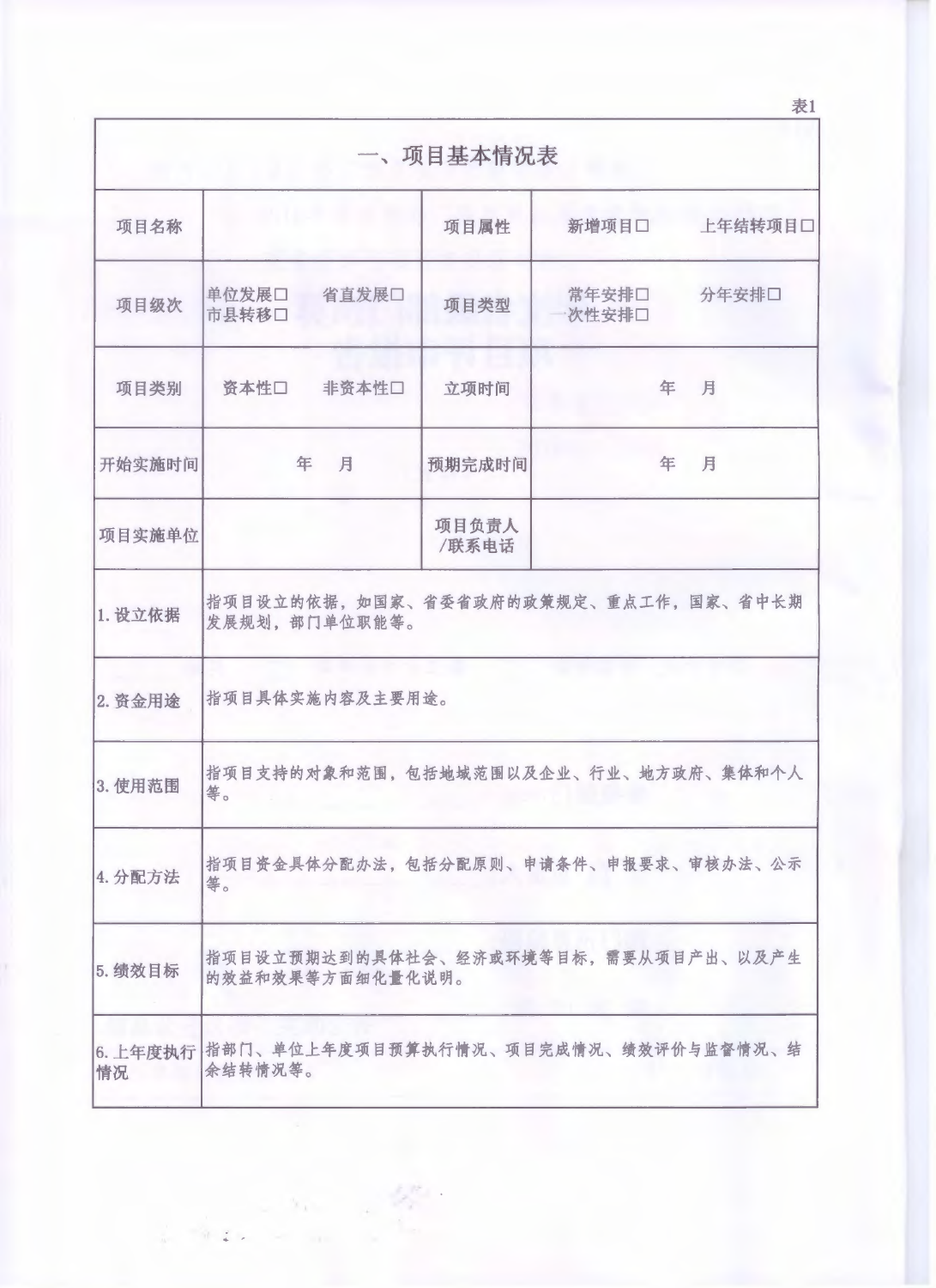表1

| 一、项目基本情况表 | | | |
|---|---|---|---|
| 项目名称 | | 项目属性 | 新增项目□　　上年结转项目□ |
| 项目级次 | 单位发展□　省直发展□<br>市县转移□ | 项目类型 | 常年安排□　　分年安排□<br>一次性安排□ |
| 项目类别 | 资本性□　非资本性□ | 立项时间 | 年　月 |
| 开始实施时间 | 年　月 | 预期完成时间 | 年　月 |
| 项目实施单位 | | 项目负责人/联系电话 | |
| 1.设立依据 | 指项目设立的依据，如国家、省委省政府的政策规定、重点工作，国家、省中长期发展规划，部门单位职能等。 | | |
| 2.资金用途 | 指项目具体实施内容及主要用途。 | | |
| 3.使用范围 | 指项目支持的对象和范围，包括地域范围以及企业、行业、地方政府、集体和个人等。 | | |
| 4.分配方法 | 指项目资金具体分配办法，包括分配原则、申请条件、申报要求、审核办法、公示等。 | | |
| 5.绩效目标 | 指项目设立预期达到的具体社会、经济或环境等目标，需要从项目产出、以及产生的效益和效果等方面细化量化说明。 | | |
| 6.上年度执行情况 | 指部门、单位上年度项目预算执行情况、项目完成情况、绩效评价与监督情况、结余结转情况等。 | | |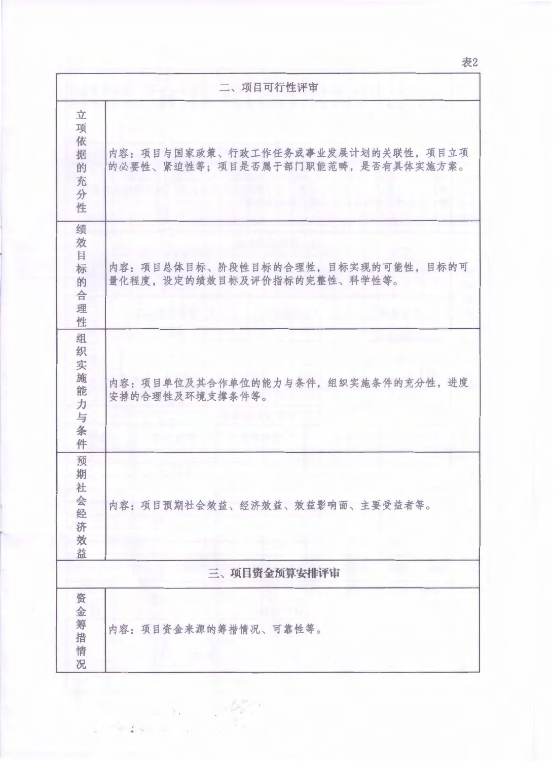表2

| 二、项目可行性评审 | |
|---|---|
| 立项依据的充分性 | 内容：项目与国家政策、行政工作任务或事业发展计划的关联性，项目立项的必要性、紧迫性等；项目是否属于部门职能范畴，是否有具体实施方案。 |
| 绩效目标的合理性 | 内容：项目总体目标、阶段性目标的合理性，目标实现的可能性，目标的可量化程度，设定的绩效目标及评价指标的完整性、科学性等。 |
| 组织实施能力与条件 | 内容：项目单位及其合作单位的能力与条件，组织实施条件的充分性，进度安排的合理性及环境支撑条件等。 |
| 预期社会经济效益 | 内容：项目预期社会效益、经济效益、效益影响面、主要受益者等。 |
| 三、项目资金预算安排评审 | |
| 资金筹措情况 | 内容：项目资金来源的筹措情况、可靠性等。 |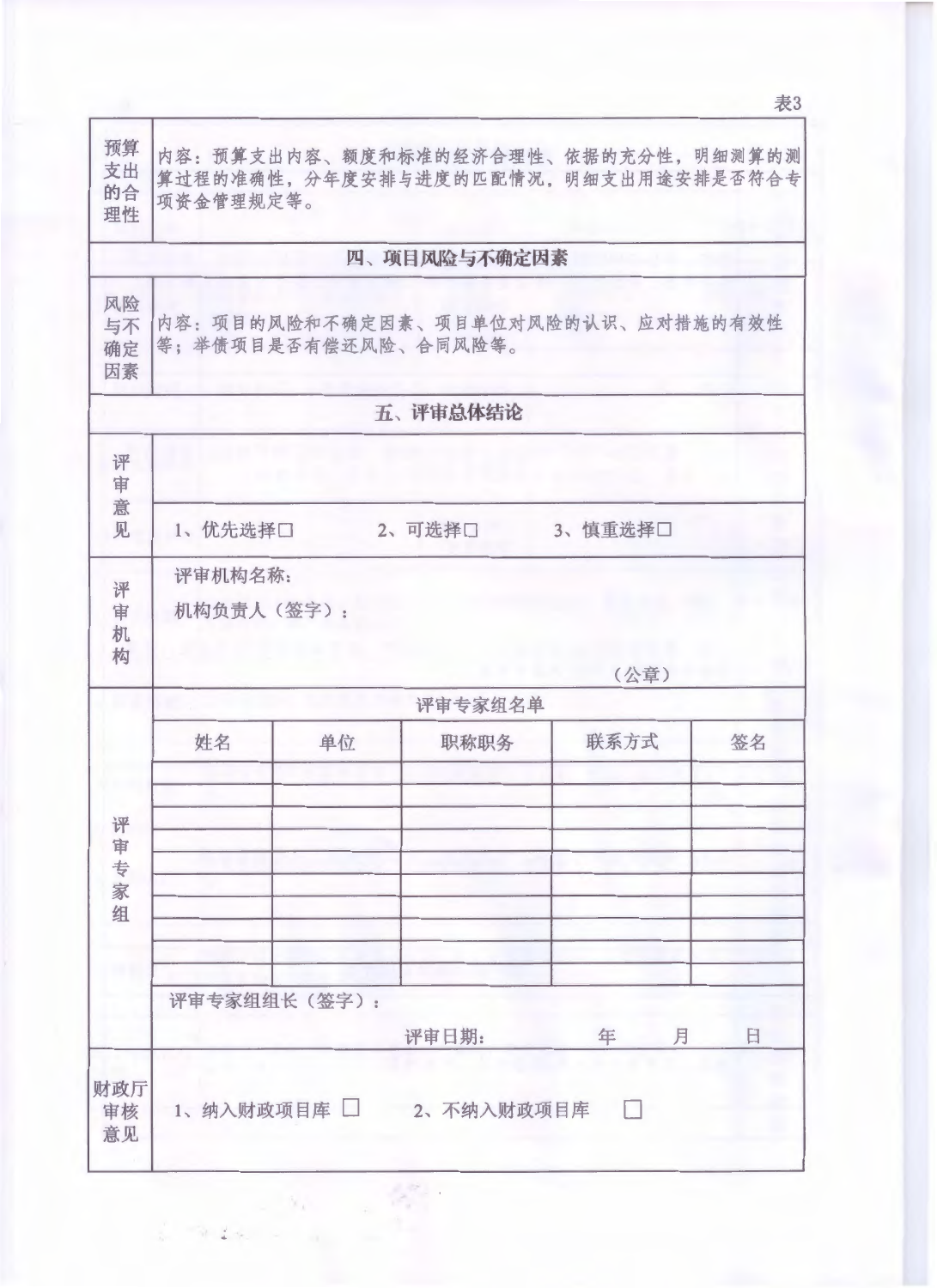表3

| | |
|---|---|
| 预算支出的合理性 | 内容：预算支出内容、额度和标准的经济合理性、依据的充分性，明细测算的测算过程的准确性，分年度安排与进度的匹配情况，明细支出用途安排是否符合专项资金管理规定等。 |
| **四、项目风险与不确定因素** | |
| 风险与不确定因素 | 内容：项目的风险和不确定因素、项目单位对风险的认识、应对措施的有效性等；举债项目是否有偿还风险、合同风险等。 |
| **五、评审总体结论** | |
| 评审意见 | <br>1、优先选择□　　2、可选择□　　3、慎重选择□ |
| 评审机构 | 评审机构名称：<br>机构负责人（签字）：<br>（公章） |
| 财政厅审核意见 | 1、纳入财政项目库 □　　2、不纳入财政项目库 □ |

**评审专家组**

评审专家组名单

| 姓名 | 单位 | 职称职务 | 联系方式 | 签名 |
|---|---|---|---|---|
| | | | | |
| | | | | |
| | | | | |
| | | | | |
| | | | | |
| | | | | |
| | | | | |
| | | | | |
| | | | | |
| | | | | |

评审专家组组长（签字）：

评审日期：　　　年　　月　　日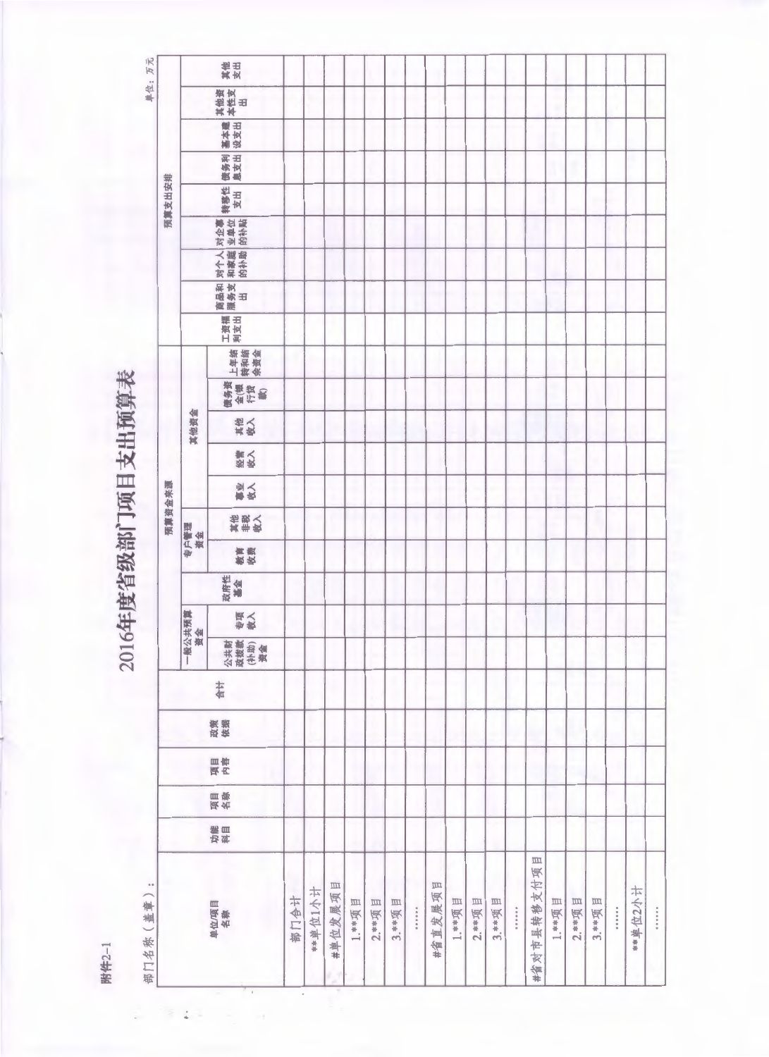附件2-1

# 2016年度省级部门项目支出预算表

部门名称（盖章）：

单位：万元

| 单位项目名称 | 功能科目 | 项目名称 | 项目内容 | 政策依据 | 合计 | 预算资金来源 | | | | | | | | | | | 预算支出安排 | | | | | | | | |
|---|---|---|---|---|---|---|---|---|---|---|---|---|---|---|---|---|---|---|---|---|---|---|---|---|---|
| | | | | | | 一般公共预算资金 | | 政府性基金 | 专户管理资金 | | 其他资金 | | | | | | 工资福利支出 | 商品和服务支出 | 对个人和家庭的补助 | 对企事业单位的补贴 | 转移性支出 | 债务利息支出 | 基本建设支出 | 其他资本性支出 | 其他支出 |
| | | | | | | 公共财政拨款(补助)资金 | 专项收入 | | 教育收费 | 其他非税收入 | 事业收入 | 经营收入 | 其他收入 | 债务资金(银行贷款) | 上年结转和结余资金 | | | | | | | | | | |
| 部门合计 | | | | | | | | | | | | | | | | | | | | | | | | | |
| **单位1小计 | | | | | | | | | | | | | | | | | | | | | | | | | |
| #单位发展项目 | | | | | | | | | | | | | | | | | | | | | | | | | |
| 1.**项目 | | | | | | | | | | | | | | | | | | | | | | | | | |
| 2.**项目 | | | | | | | | | | | | | | | | | | | | | | | | | |
| 3.**项目 | | | | | | | | | | | | | | | | | | | | | | | | | |
| …… | | | | | | | | | | | | | | | | | | | | | | | | | |
| #省直发展项目 | | | | | | | | | | | | | | | | | | | | | | | | | |
| 1.**项目 | | | | | | | | | | | | | | | | | | | | | | | | | |
| 2.**项目 | | | | | | | | | | | | | | | | | | | | | | | | | |
| 3.**项目 | | | | | | | | | | | | | | | | | | | | | | | | | |
| …… | | | | | | | | | | | | | | | | | | | | | | | | | |
| #省对市县转移支付项目 | | | | | | | | | | | | | | | | | | | | | | | | | |
| 1.**项目 | | | | | | | | | | | | | | | | | | | | | | | | | |
| 2.**项目 | | | | | | | | | | | | | | | | | | | | | | | | | |
| 3.**项目 | | | | | | | | | | | | | | | | | | | | | | | | | |
| …… | | | | | | | | | | | | | | | | | | | | | | | | | |
| **单位2小计 | | | | | | | | | | | | | | | | | | | | | | | | | |
| …… | | | | | | | | | | | | | | | | | | | | | | | | | |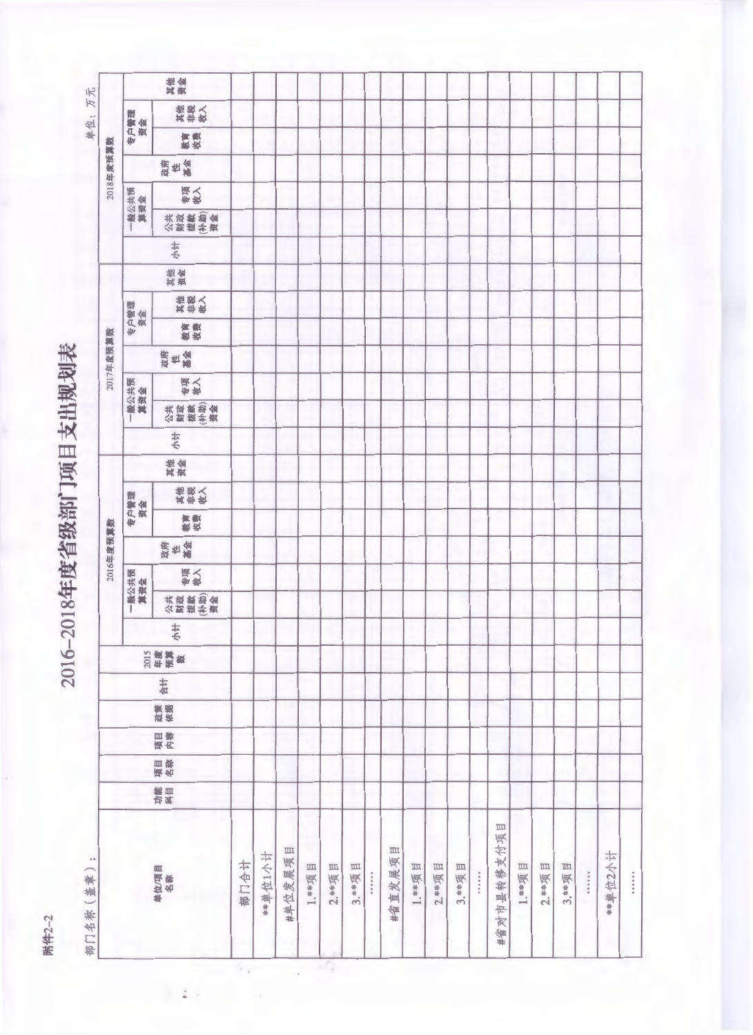附件2-2

# 2016-2018年度省级部门项目支出规划表

部门名称（盖章）： 单位：万元

| 单位/项目名称 | 功能科目 | 项目名称 | 项目内容 | 政策依据 | 合计 | 2015年度预算数 | 2016年度预算数 | | | | | | | 2017年度预算数 | | | | | | | 2018年度预算数 | | | | | | |
|---|---|---|---|---|---|---|---|---|---|---|---|---|---|---|---|---|---|---|---|---|---|---|---|---|---|---|---|
| | | | | | | | 小计 | 一般公共预算资金 | | 政府性基金 | 专户管理资金 | | 其他资金 | 小计 | 一般公共预算资金 | | 政府性基金 | 专户管理资金 | | 其他资金 | 小计 | 一般公共预算资金 | | 政府性基金 | 专户管理资金 | | 其他资金 |
| | | | | | | | | 公共财政拨款(补助)资金 | 专项收入 | | 教育收费 | 其他非税收入 | | | 公共财政拨款(补助)资金 | 专项收入 | | 教育收费 | 其他非税收入 | | | 公共财政拨款(补助)资金 | 专项收入 | | 教育收费 | 其他非税收入 | |
| 部门合计 | | | | | | | | | | | | | | | | | | | | | | | | | | | |
| **单位1小计 | | | | | | | | | | | | | | | | | | | | | | | | | | | |
| #单位发展项目 | | | | | | | | | | | | | | | | | | | | | | | | | | | |
| 1.**项目 | | | | | | | | | | | | | | | | | | | | | | | | | | | |
| 2.**项目 | | | | | | | | | | | | | | | | | | | | | | | | | | | |
| 3.**项目 | | | | | | | | | | | | | | | | | | | | | | | | | | | |
| …… | | | | | | | | | | | | | | | | | | | | | | | | | | | |
| #省直发展项目 | | | | | | | | | | | | | | | | | | | | | | | | | | | |
| 1.**项目 | | | | | | | | | | | | | | | | | | | | | | | | | | | |
| 2.**项目 | | | | | | | | | | | | | | | | | | | | | | | | | | | |
| 3.**项目 | | | | | | | | | | | | | | | | | | | | | | | | | | | |
| …… | | | | | | | | | | | | | | | | | | | | | | | | | | | |
| #省对市县转移支付项目 | | | | | | | | | | | | | | | | | | | | | | | | | | | |
| 1.**项目 | | | | | | | | | | | | | | | | | | | | | | | | | | | |
| 2.**项目 | | | | | | | | | | | | | | | | | | | | | | | | | | | |
| 3.**项目 | | | | | | | | | | | | | | | | | | | | | | | | | | | |
| …… | | | | | | | | | | | | | | | | | | | | | | | | | | | |
| **单位2小计 | | | | | | | | | | | | | | | | | | | | | | | | | | | |
| …… | | | | | | | | | | | | | | | | | | | | | | | | | | | |